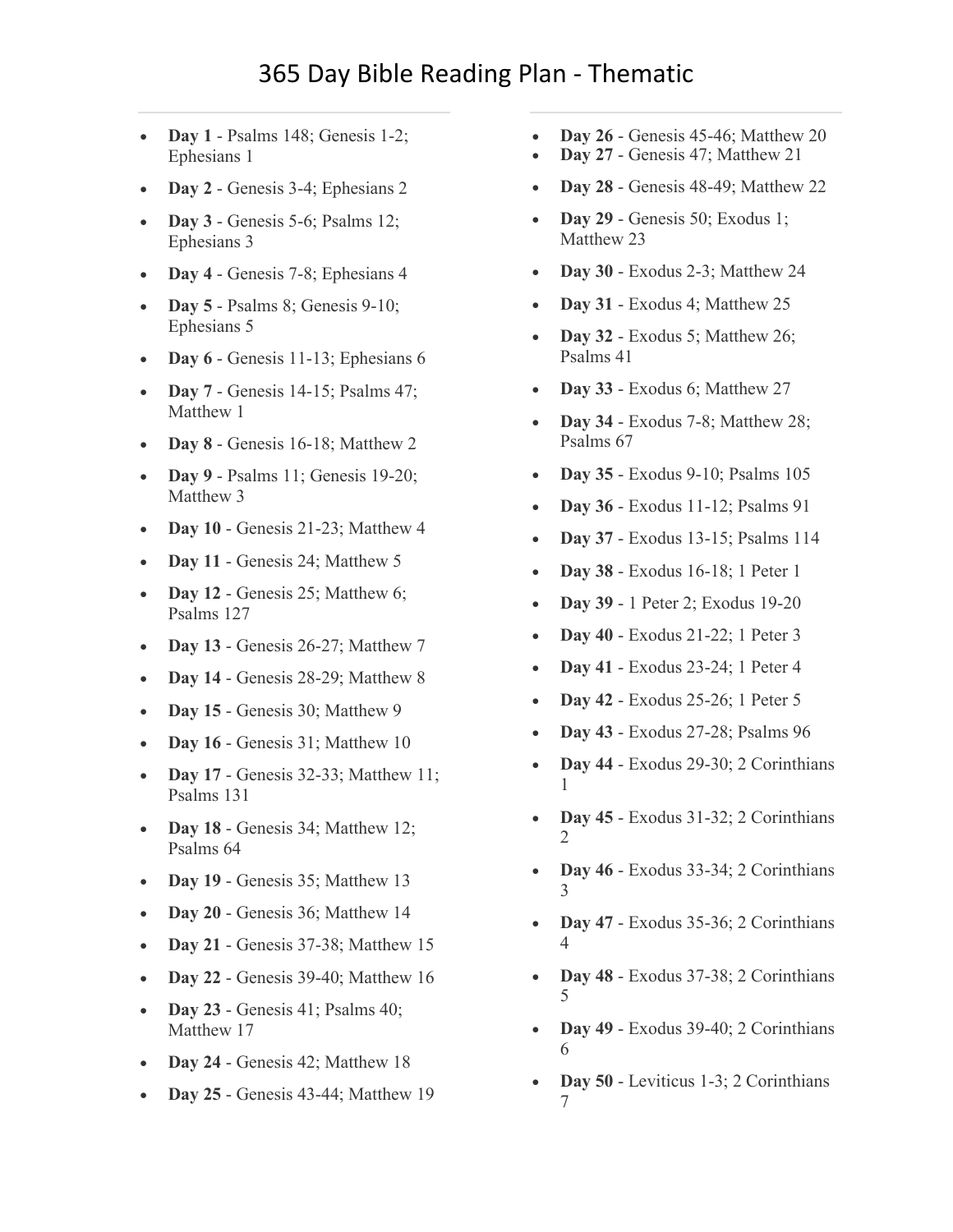# 365 Day Bible Reading Plan - Thematic

- **Day 1** - Psalms 148; Genesis 1-2; Ephesians 1
- **Day 2** - Genesis 3-4; Ephesians 2
- **Day 3** - Genesis 5-6; Psalms 12; Ephesians 3
- **Day 4** - Genesis 7-8; Ephesians 4
- **Day 5** - Psalms 8; Genesis 9-10; Ephesians 5
- **Day 6** - Genesis 11-13; Ephesians 6
- **Day 7** - Genesis 14-15; Psalms 47; Matthew 1
- **Day 8** - Genesis 16-18; Matthew 2
- **Day 9** - Psalms 11; Genesis 19-20; Matthew 3
- **Day 10** - Genesis 21-23; Matthew 4
- **Day 11** - Genesis 24; Matthew 5
- **Day 12** - Genesis 25; Matthew 6; Psalms 127
- **Day 13** - Genesis 26-27; Matthew 7
- **Day 14** - Genesis 28-29; Matthew 8
- **Day 15** - Genesis 30; Matthew 9
- **Day 16** - Genesis 31; Matthew 10
- **Day 17** - Genesis 32-33; Matthew 11; Psalms 131
- **Day 18** - Genesis 34; Matthew 12; Psalms 64
- **Day 19** - Genesis 35; Matthew 13
- **Day 20** - Genesis 36; Matthew 14
- **Day 21** - Genesis 37-38; Matthew 15
- **Day 22** - Genesis 39-40; Matthew 16
- **Day 23** - Genesis 41; Psalms 40; Matthew 17
- **Day 24** - Genesis 42; Matthew 18
- **Day 25** - Genesis 43-44; Matthew 19
- **Day 26** - Genesis 45-46; Matthew 20
- **Day 27** - Genesis 47; Matthew 21
- **Day 28** - Genesis 48-49; Matthew 22
- **Day 29** - Genesis 50; Exodus 1; Matthew 23
- **Day 30** - Exodus 2-3; Matthew 24
- **Day 31** - Exodus 4; Matthew 25
- **Day 32** - Exodus 5; Matthew 26; Psalms 41
- **Day 33** - Exodus 6; Matthew 27
- **Day 34** - Exodus 7-8; Matthew 28; Psalms 67
- **Day 35** - Exodus 9-10; Psalms 105
- **Day 36** - Exodus 11-12; Psalms 91
- **Day 37** - Exodus 13-15; Psalms 114
- **Day 38** - Exodus 16-18; 1 Peter 1
- **Day 39** - 1 Peter 2; Exodus 19-20
- **Day 40** - Exodus 21-22; 1 Peter 3
- **Day 41** - Exodus 23-24; 1 Peter 4
- **Day 42** - Exodus 25-26; 1 Peter 5
- **Day 43** - Exodus 27-28; Psalms 96
- **Day 44** - Exodus 29-30; 2 Corinthians 1
- **Day 45** - Exodus 31-32; 2 Corinthians 2
- **Day 46** - Exodus 33-34; 2 Corinthians 3
- **Day 47** - Exodus 35-36; 2 Corinthians 4
- **Day 48** - Exodus 37-38; 2 Corinthians 5
- **Day 49** - Exodus 39-40; 2 Corinthians 6
- **Day 50** - Leviticus 1-3; 2 Corinthians 7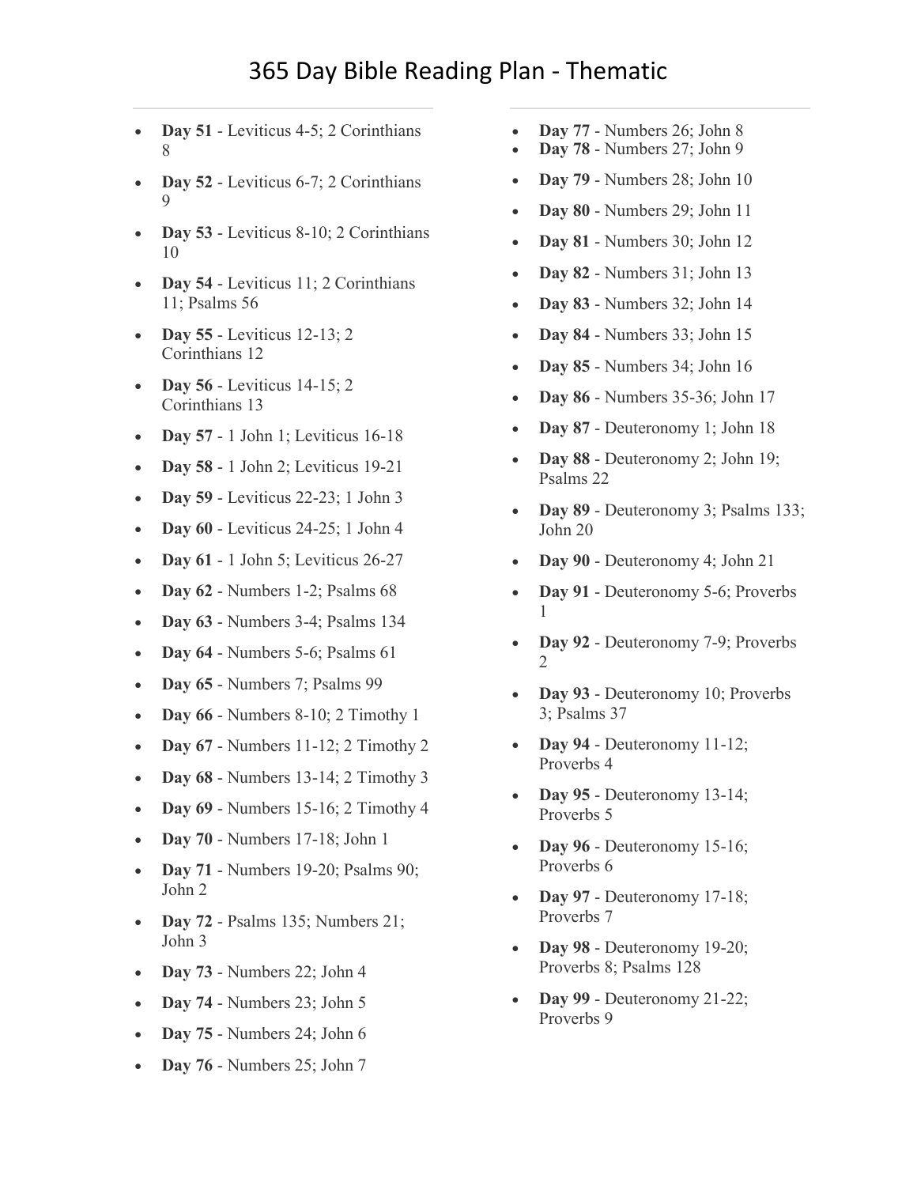# 365 Day Bible Reading Plan - Thematic

- **Day 51** - Leviticus 4-5; 2 Corinthians 8
- **Day 52** - Leviticus 6-7; 2 Corinthians 9
- **Day 53** - Leviticus 8-10; 2 Corinthians 10
- **Day 54** - Leviticus 11; 2 Corinthians 11; Psalms 56
- **Day 55** - Leviticus 12-13; 2 Corinthians 12
- **Day 56** - Leviticus 14-15; 2 Corinthians 13
- **Day 57** - 1 John 1; Leviticus 16-18
- **Day 58** - 1 John 2; Leviticus 19-21
- **Day 59** - Leviticus 22-23; 1 John 3
- **Day 60** - Leviticus 24-25; 1 John 4
- **Day 61** - 1 John 5; Leviticus 26-27
- **Day 62** - Numbers 1-2; Psalms 68
- **Day 63** - Numbers 3-4; Psalms 134
- **Day 64** - Numbers 5-6; Psalms 61
- **Day 65** - Numbers 7; Psalms 99
- **Day 66** - Numbers 8-10; 2 Timothy 1
- **Day 67** - Numbers 11-12; 2 Timothy 2
- **Day 68** - Numbers 13-14; 2 Timothy 3
- **Day 69** - Numbers 15-16; 2 Timothy 4
- **Day 70** - Numbers 17-18; John 1
- **Day 71** - Numbers 19-20; Psalms 90; John 2
- **Day 72** - Psalms 135; Numbers 21; John 3
- **Day 73** - Numbers 22; John 4
- **Day 74** - Numbers 23; John 5
- **Day 75** - Numbers 24; John 6
- **Day 76** - Numbers 25; John 7
- **Day 77** - Numbers 26; John 8
- **Day 78** - Numbers 27; John 9
- **Day 79** - Numbers 28; John 10
- **Day 80** - Numbers 29; John 11
- **Day 81** - Numbers 30; John 12
- **Day 82** - Numbers 31; John 13
- **Day 83** - Numbers 32; John 14
- **Day 84** - Numbers 33; John 15
- **Day 85** - Numbers 34; John 16
- **Day 86** - Numbers 35-36; John 17
- **Day 87** - Deuteronomy 1; John 18
- **Day 88** - Deuteronomy 2; John 19; Psalms 22
- **Day 89** - Deuteronomy 3; Psalms 133; John 20
- **Day 90** - Deuteronomy 4; John 21
- **Day 91** - Deuteronomy 5-6; Proverbs 1
- **Day 92** - Deuteronomy 7-9; Proverbs 2
- **Day 93** - Deuteronomy 10; Proverbs 3; Psalms 37
- **Day 94** - Deuteronomy 11-12; Proverbs 4
- **Day 95** - Deuteronomy 13-14; Proverbs 5
- **Day 96** - Deuteronomy 15-16; Proverbs 6
- **Day 97** - Deuteronomy 17-18; Proverbs 7
- **Day 98** - Deuteronomy 19-20; Proverbs 8; Psalms 128
- **Day 99** - Deuteronomy 21-22; Proverbs 9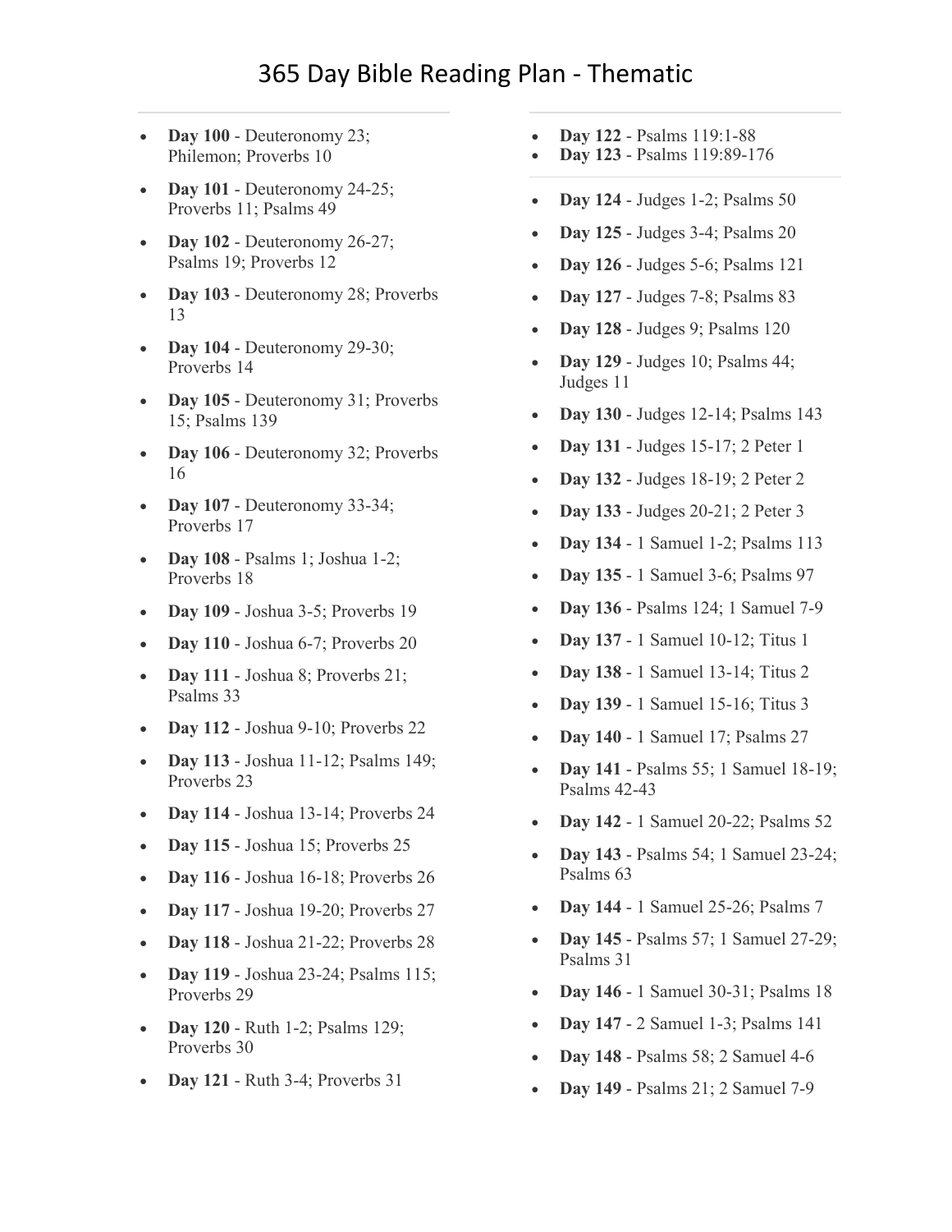# 365 Day Bible Reading Plan - Thematic

- **Day 100** - Deuteronomy 23; Philemon; Proverbs 10
- **Day 101** - Deuteronomy 24-25; Proverbs 11; Psalms 49
- **Day 102** - Deuteronomy 26-27; Psalms 19; Proverbs 12
- **Day 103** - Deuteronomy 28; Proverbs 13
- **Day 104** - Deuteronomy 29-30; Proverbs 14
- **Day 105** - Deuteronomy 31; Proverbs 15; Psalms 139
- **Day 106** - Deuteronomy 32; Proverbs 16
- **Day 107** - Deuteronomy 33-34; Proverbs 17
- **Day 108** - Psalms 1; Joshua 1-2; Proverbs 18
- **Day 109** - Joshua 3-5; Proverbs 19
- **Day 110** - Joshua 6-7; Proverbs 20
- **Day 111** - Joshua 8; Proverbs 21; Psalms 33
- **Day 112** - Joshua 9-10; Proverbs 22
- **Day 113** - Joshua 11-12; Psalms 149; Proverbs 23
- **Day 114** - Joshua 13-14; Proverbs 24
- **Day 115** - Joshua 15; Proverbs 25
- **Day 116** - Joshua 16-18; Proverbs 26
- **Day 117** - Joshua 19-20; Proverbs 27
- **Day 118** - Joshua 21-22; Proverbs 28
- **Day 119** - Joshua 23-24; Psalms 115; Proverbs 29
- **Day 120** - Ruth 1-2; Psalms 129; Proverbs 30
- **Day 121** - Ruth 3-4; Proverbs 31
- **Day 122** - Psalms 119:1-88
- **Day 123** - Psalms 119:89-176

---

- **Day 124** - Judges 1-2; Psalms 50
- **Day 125** - Judges 3-4; Psalms 20
- **Day 126** - Judges 5-6; Psalms 121
- **Day 127** - Judges 7-8; Psalms 83
- **Day 128** - Judges 9; Psalms 120
- **Day 129** - Judges 10; Psalms 44; Judges 11
- **Day 130** - Judges 12-14; Psalms 143
- **Day 131** - Judges 15-17; 2 Peter 1
- **Day 132** - Judges 18-19; 2 Peter 2
- **Day 133** - Judges 20-21; 2 Peter 3
- **Day 134** - 1 Samuel 1-2; Psalms 113
- **Day 135** - 1 Samuel 3-6; Psalms 97
- **Day 136** - Psalms 124; 1 Samuel 7-9
- **Day 137** - 1 Samuel 10-12; Titus 1
- **Day 138** - 1 Samuel 13-14; Titus 2
- **Day 139** - 1 Samuel 15-16; Titus 3
- **Day 140** - 1 Samuel 17; Psalms 27
- **Day 141** - Psalms 55; 1 Samuel 18-19; Psalms 42-43
- **Day 142** - 1 Samuel 20-22; Psalms 52
- **Day 143** - Psalms 54; 1 Samuel 23-24; Psalms 63
- **Day 144** - 1 Samuel 25-26; Psalms 7
- **Day 145** - Psalms 57; 1 Samuel 27-29; Psalms 31
- **Day 146** - 1 Samuel 30-31; Psalms 18
- **Day 147** - 2 Samuel 1-3; Psalms 141
- **Day 148** - Psalms 58; 2 Samuel 4-6
- **Day 149** - Psalms 21; 2 Samuel 7-9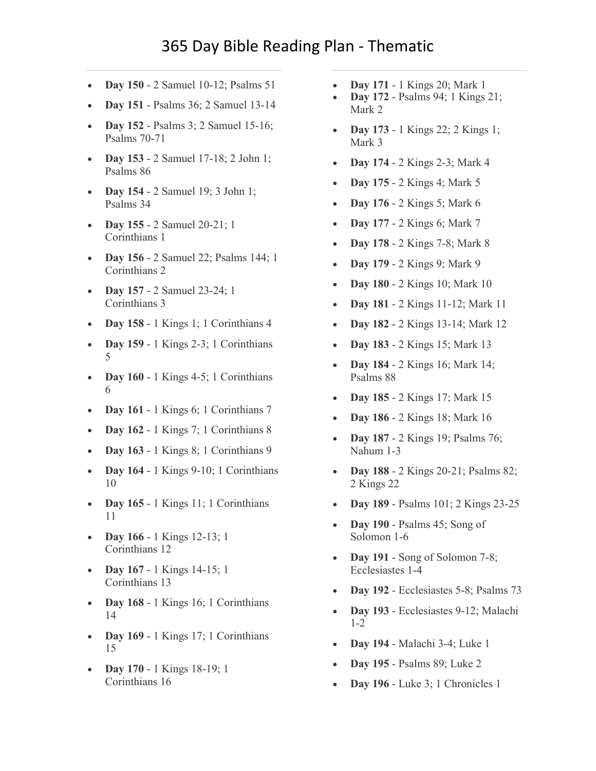# 365 Day Bible Reading Plan - Thematic

- **Day 150** - 2 Samuel 10-12; Psalms 51
- **Day 151** - Psalms 36; 2 Samuel 13-14
- **Day 152** - Psalms 3; 2 Samuel 15-16; Psalms 70-71
- **Day 153** - 2 Samuel 17-18; 2 John 1; Psalms 86
- **Day 154** - 2 Samuel 19; 3 John 1; Psalms 34
- **Day 155** - 2 Samuel 20-21; 1 Corinthians 1
- **Day 156** - 2 Samuel 22; Psalms 144; 1 Corinthians 2
- **Day 157** - 2 Samuel 23-24; 1 Corinthians 3
- **Day 158** - 1 Kings 1; 1 Corinthians 4
- **Day 159** - 1 Kings 2-3; 1 Corinthians 5
- **Day 160** - 1 Kings 4-5; 1 Corinthians 6
- **Day 161** - 1 Kings 6; 1 Corinthians 7
- **Day 162** - 1 Kings 7; 1 Corinthians 8
- **Day 163** - 1 Kings 8; 1 Corinthians 9
- **Day 164** - 1 Kings 9-10; 1 Corinthians 10
- **Day 165** - 1 Kings 11; 1 Corinthians 11
- **Day 166** - 1 Kings 12-13; 1 Corinthians 12
- **Day 167** - 1 Kings 14-15; 1 Corinthians 13
- **Day 168** - 1 Kings 16; 1 Corinthians 14
- **Day 169** - 1 Kings 17; 1 Corinthians 15
- **Day 170** - 1 Kings 18-19; 1 Corinthians 16
- **Day 171** - 1 Kings 20; Mark 1
- **Day 172** - Psalms 94; 1 Kings 21; Mark 2
- **Day 173** - 1 Kings 22; 2 Kings 1; Mark 3
- **Day 174** - 2 Kings 2-3; Mark 4
- **Day 175** - 2 Kings 4; Mark 5
- **Day 176** - 2 Kings 5; Mark 6
- **Day 177** - 2 Kings 6; Mark 7
- **Day 178** - 2 Kings 7-8; Mark 8
- **Day 179** - 2 Kings 9; Mark 9
- **Day 180** - 2 Kings 10; Mark 10
- **Day 181** - 2 Kings 11-12; Mark 11
- **Day 182** - 2 Kings 13-14; Mark 12
- **Day 183** - 2 Kings 15; Mark 13
- **Day 184** - 2 Kings 16; Mark 14; Psalms 88
- **Day 185** - 2 Kings 17; Mark 15
- **Day 186** - 2 Kings 18; Mark 16
- **Day 187** - 2 Kings 19; Psalms 76; Nahum 1-3
- **Day 188** - 2 Kings 20-21; Psalms 82; 2 Kings 22
- **Day 189** - Psalms 101; 2 Kings 23-25
- **Day 190** - Psalms 45; Song of Solomon 1-6
- **Day 191** - Song of Solomon 7-8; Ecclesiastes 1-4
- **Day 192** - Ecclesiastes 5-8; Psalms 73
- **Day 193** - Ecclesiastes 9-12; Malachi 1-2
- **Day 194** - Malachi 3-4; Luke 1
- **Day 195** - Psalms 89; Luke 2
- **Day 196** - Luke 3; 1 Chronicles 1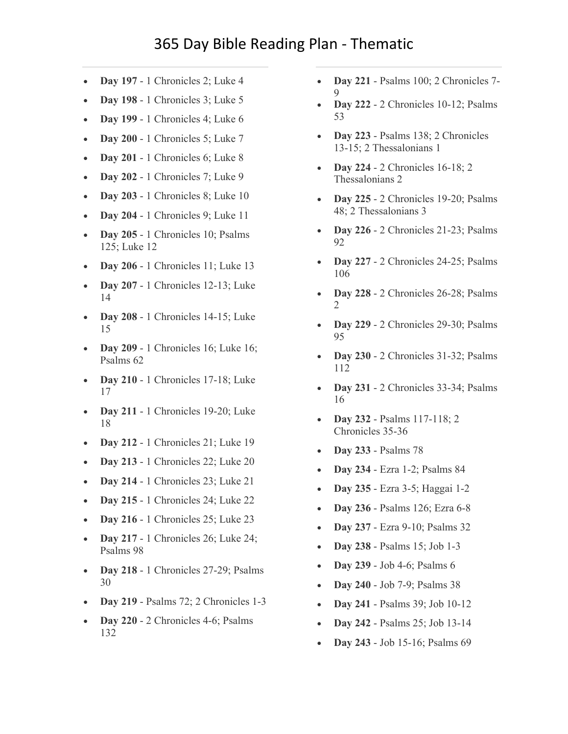# 365 Day Bible Reading Plan - Thematic

- **Day 197** - 1 Chronicles 2; Luke 4
- **Day 198** - 1 Chronicles 3; Luke 5
- **Day 199** - 1 Chronicles 4; Luke 6
- **Day 200** - 1 Chronicles 5; Luke 7
- **Day 201** - 1 Chronicles 6; Luke 8
- **Day 202** - 1 Chronicles 7; Luke 9
- **Day 203** - 1 Chronicles 8; Luke 10
- **Day 204** - 1 Chronicles 9; Luke 11
- **Day 205** - 1 Chronicles 10; Psalms 125; Luke 12
- **Day 206** - 1 Chronicles 11; Luke 13
- **Day 207** - 1 Chronicles 12-13; Luke 14
- **Day 208** - 1 Chronicles 14-15; Luke 15
- **Day 209** - 1 Chronicles 16; Luke 16; Psalms 62
- **Day 210** - 1 Chronicles 17-18; Luke 17
- **Day 211** - 1 Chronicles 19-20; Luke 18
- **Day 212** - 1 Chronicles 21; Luke 19
- **Day 213** - 1 Chronicles 22; Luke 20
- **Day 214** - 1 Chronicles 23; Luke 21
- **Day 215** - 1 Chronicles 24; Luke 22
- **Day 216** - 1 Chronicles 25; Luke 23
- **Day 217** - 1 Chronicles 26; Luke 24; Psalms 98
- **Day 218** - 1 Chronicles 27-29; Psalms 30
- **Day 219** - Psalms 72; 2 Chronicles 1-3
- **Day 220** - 2 Chronicles 4-6; Psalms 132
- **Day 221** - Psalms 100; 2 Chronicles 7-9
- **Day 222** - 2 Chronicles 10-12; Psalms 53
- **Day 223** - Psalms 138; 2 Chronicles 13-15; 2 Thessalonians 1
- **Day 224** - 2 Chronicles 16-18; 2 Thessalonians 2
- **Day 225** - 2 Chronicles 19-20; Psalms 48; 2 Thessalonians 3
- **Day 226** - 2 Chronicles 21-23; Psalms 92
- **Day 227** - 2 Chronicles 24-25; Psalms 106
- **Day 228** - 2 Chronicles 26-28; Psalms 2
- **Day 229** - 2 Chronicles 29-30; Psalms 95
- **Day 230** - 2 Chronicles 31-32; Psalms 112
- **Day 231** - 2 Chronicles 33-34; Psalms 16
- **Day 232** - Psalms 117-118; 2 Chronicles 35-36
- **Day 233** - Psalms 78
- **Day 234** - Ezra 1-2; Psalms 84
- **Day 235** - Ezra 3-5; Haggai 1-2
- **Day 236** - Psalms 126; Ezra 6-8
- **Day 237** - Ezra 9-10; Psalms 32
- **Day 238** - Psalms 15; Job 1-3
- **Day 239** - Job 4-6; Psalms 6
- **Day 240** - Job 7-9; Psalms 38
- **Day 241** - Psalms 39; Job 10-12
- **Day 242** - Psalms 25; Job 13-14
- **Day 243** - Job 15-16; Psalms 69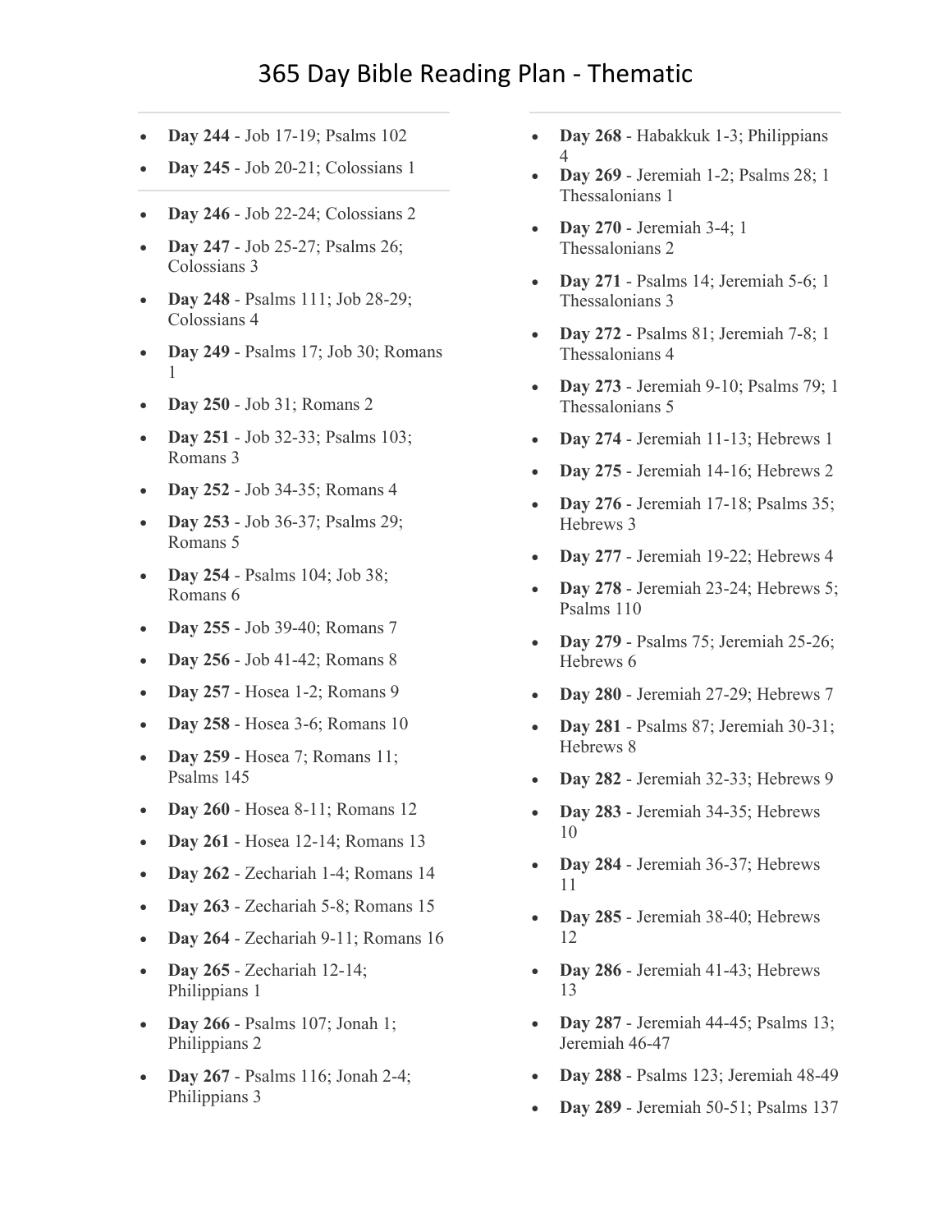# 365 Day Bible Reading Plan - Thematic

---

- **Day 244** - Job 17-19; Psalms 102
- **Day 245** - Job 20-21; Colossians 1

---

- **Day 246** - Job 22-24; Colossians 2
- **Day 247** - Job 25-27; Psalms 26; Colossians 3
- **Day 248** - Psalms 111; Job 28-29; Colossians 4
- **Day 249** - Psalms 17; Job 30; Romans 1
- **Day 250** - Job 31; Romans 2
- **Day 251** - Job 32-33; Psalms 103; Romans 3
- **Day 252** - Job 34-35; Romans 4
- **Day 253** - Job 36-37; Psalms 29; Romans 5
- **Day 254** - Psalms 104; Job 38; Romans 6
- **Day 255** - Job 39-40; Romans 7
- **Day 256** - Job 41-42; Romans 8
- **Day 257** - Hosea 1-2; Romans 9
- **Day 258** - Hosea 3-6; Romans 10
- **Day 259** - Hosea 7; Romans 11; Psalms 145
- **Day 260** - Hosea 8-11; Romans 12
- **Day 261** - Hosea 12-14; Romans 13
- **Day 262** - Zechariah 1-4; Romans 14
- **Day 263** - Zechariah 5-8; Romans 15
- **Day 264** - Zechariah 9-11; Romans 16
- **Day 265** - Zechariah 12-14; Philippians 1
- **Day 266** - Psalms 107; Jonah 1; Philippians 2
- **Day 267** - Psalms 116; Jonah 2-4; Philippians 3

---

- **Day 268** - Habakkuk 1-3; Philippians 4
- **Day 269** - Jeremiah 1-2; Psalms 28; 1 Thessalonians 1
- **Day 270** - Jeremiah 3-4; 1 Thessalonians 2
- **Day 271** - Psalms 14; Jeremiah 5-6; 1 Thessalonians 3
- **Day 272** - Psalms 81; Jeremiah 7-8; 1 Thessalonians 4
- **Day 273** - Jeremiah 9-10; Psalms 79; 1 Thessalonians 5
- **Day 274** - Jeremiah 11-13; Hebrews 1
- **Day 275** - Jeremiah 14-16; Hebrews 2
- **Day 276** - Jeremiah 17-18; Psalms 35; Hebrews 3
- **Day 277** - Jeremiah 19-22; Hebrews 4
- **Day 278** - Jeremiah 23-24; Hebrews 5; Psalms 110
- **Day 279** - Psalms 75; Jeremiah 25-26; Hebrews 6
- **Day 280** - Jeremiah 27-29; Hebrews 7
- **Day 281** - Psalms 87; Jeremiah 30-31; Hebrews 8
- **Day 282** - Jeremiah 32-33; Hebrews 9
- **Day 283** - Jeremiah 34-35; Hebrews 10
- **Day 284** - Jeremiah 36-37; Hebrews 11
- **Day 285** - Jeremiah 38-40; Hebrews 12
- **Day 286** - Jeremiah 41-43; Hebrews 13
- **Day 287** - Jeremiah 44-45; Psalms 13; Jeremiah 46-47
- **Day 288** - Psalms 123; Jeremiah 48-49
- **Day 289** - Jeremiah 50-51; Psalms 137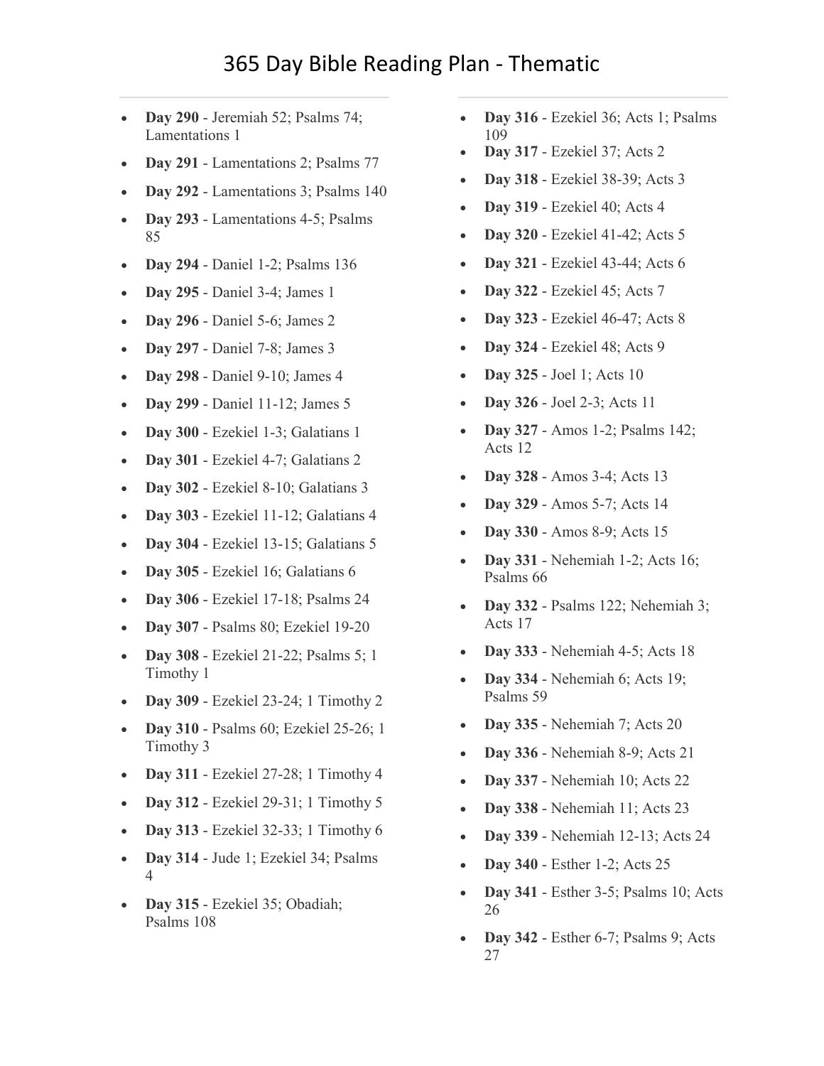# 365 Day Bible Reading Plan - Thematic

- **Day 290** - Jeremiah 52; Psalms 74; Lamentations 1
- **Day 291** - Lamentations 2; Psalms 77
- **Day 292** - Lamentations 3; Psalms 140
- **Day 293** - Lamentations 4-5; Psalms 85
- **Day 294** - Daniel 1-2; Psalms 136
- **Day 295** - Daniel 3-4; James 1
- **Day 296** - Daniel 5-6; James 2
- **Day 297** - Daniel 7-8; James 3
- **Day 298** - Daniel 9-10; James 4
- **Day 299** - Daniel 11-12; James 5
- **Day 300** - Ezekiel 1-3; Galatians 1
- **Day 301** - Ezekiel 4-7; Galatians 2
- **Day 302** - Ezekiel 8-10; Galatians 3
- **Day 303** - Ezekiel 11-12; Galatians 4
- **Day 304** - Ezekiel 13-15; Galatians 5
- **Day 305** - Ezekiel 16; Galatians 6
- **Day 306** - Ezekiel 17-18; Psalms 24
- **Day 307** - Psalms 80; Ezekiel 19-20
- **Day 308** - Ezekiel 21-22; Psalms 5; 1 Timothy 1
- **Day 309** - Ezekiel 23-24; 1 Timothy 2
- **Day 310** - Psalms 60; Ezekiel 25-26; 1 Timothy 3
- **Day 311** - Ezekiel 27-28; 1 Timothy 4
- **Day 312** - Ezekiel 29-31; 1 Timothy 5
- **Day 313** - Ezekiel 32-33; 1 Timothy 6
- **Day 314** - Jude 1; Ezekiel 34; Psalms 4
- **Day 315** - Ezekiel 35; Obadiah; Psalms 108
- **Day 316** - Ezekiel 36; Acts 1; Psalms 109
- **Day 317** - Ezekiel 37; Acts 2
- **Day 318** - Ezekiel 38-39; Acts 3
- **Day 319** - Ezekiel 40; Acts 4
- **Day 320** - Ezekiel 41-42; Acts 5
- **Day 321** - Ezekiel 43-44; Acts 6
- **Day 322** - Ezekiel 45; Acts 7
- **Day 323** - Ezekiel 46-47; Acts 8
- **Day 324** - Ezekiel 48; Acts 9
- **Day 325** - Joel 1; Acts 10
- **Day 326** - Joel 2-3; Acts 11
- **Day 327** - Amos 1-2; Psalms 142; Acts 12
- **Day 328** - Amos 3-4; Acts 13
- **Day 329** - Amos 5-7; Acts 14
- **Day 330** - Amos 8-9; Acts 15
- **Day 331** - Nehemiah 1-2; Acts 16; Psalms 66
- **Day 332** - Psalms 122; Nehemiah 3; Acts 17
- **Day 333** - Nehemiah 4-5; Acts 18
- **Day 334** - Nehemiah 6; Acts 19; Psalms 59
- **Day 335** - Nehemiah 7; Acts 20
- **Day 336** - Nehemiah 8-9; Acts 21
- **Day 337** - Nehemiah 10; Acts 22
- **Day 338** - Nehemiah 11; Acts 23
- **Day 339** - Nehemiah 12-13; Acts 24
- **Day 340** - Esther 1-2; Acts 25
- **Day 341** - Esther 3-5; Psalms 10; Acts 26
- **Day 342** - Esther 6-7; Psalms 9; Acts 27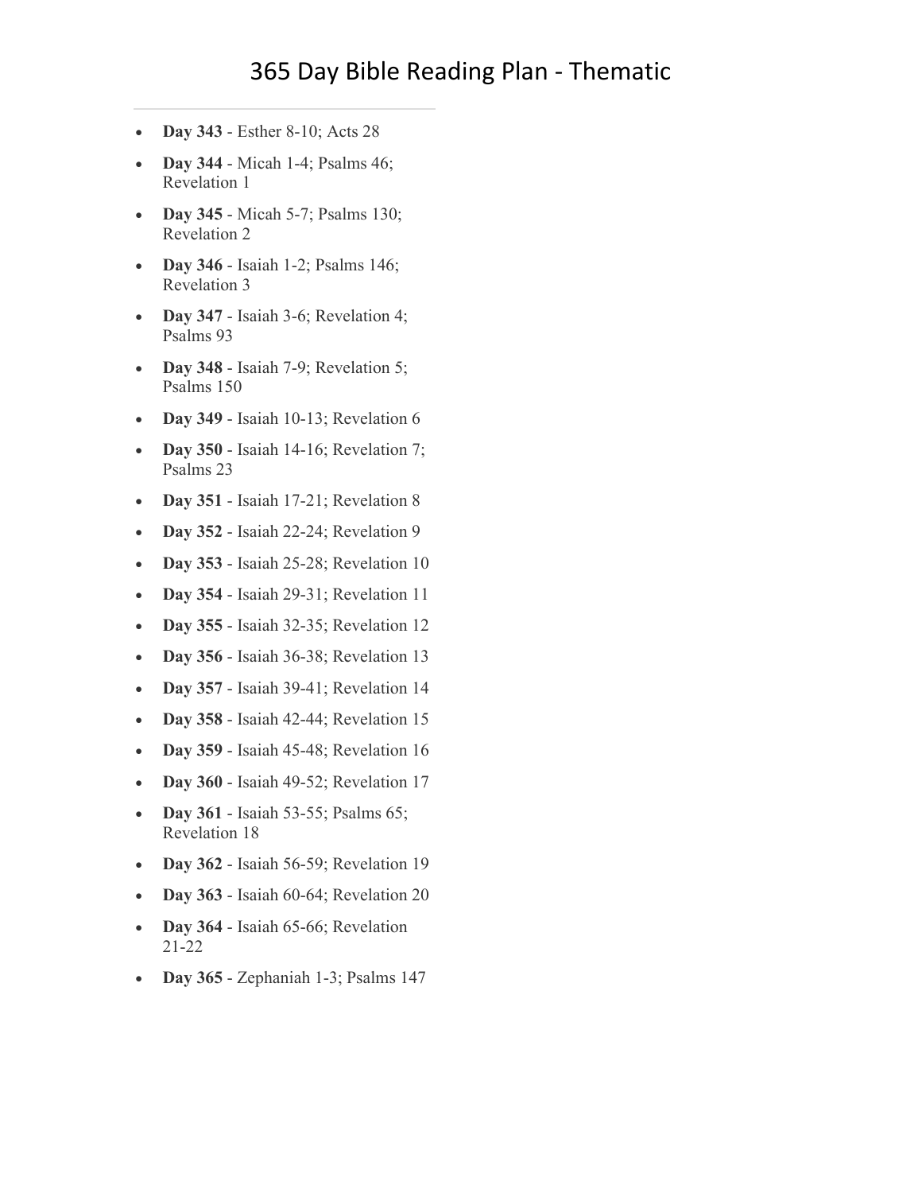# 365 Day Bible Reading Plan - Thematic

- **Day 343** - Esther 8-10; Acts 28
- **Day 344** - Micah 1-4; Psalms 46; Revelation 1
- **Day 345** - Micah 5-7; Psalms 130; Revelation 2
- **Day 346** - Isaiah 1-2; Psalms 146; Revelation 3
- **Day 347** - Isaiah 3-6; Revelation 4; Psalms 93
- **Day 348** - Isaiah 7-9; Revelation 5; Psalms 150
- **Day 349** - Isaiah 10-13; Revelation 6
- **Day 350** - Isaiah 14-16; Revelation 7; Psalms 23
- **Day 351** - Isaiah 17-21; Revelation 8
- **Day 352** - Isaiah 22-24; Revelation 9
- **Day 353** - Isaiah 25-28; Revelation 10
- **Day 354** - Isaiah 29-31; Revelation 11
- **Day 355** - Isaiah 32-35; Revelation 12
- **Day 356** - Isaiah 36-38; Revelation 13
- **Day 357** - Isaiah 39-41; Revelation 14
- **Day 358** - Isaiah 42-44; Revelation 15
- **Day 359** - Isaiah 45-48; Revelation 16
- **Day 360** - Isaiah 49-52; Revelation 17
- **Day 361** - Isaiah 53-55; Psalms 65; Revelation 18
- **Day 362** - Isaiah 56-59; Revelation 19
- **Day 363** - Isaiah 60-64; Revelation 20
- **Day 364** - Isaiah 65-66; Revelation 21-22
- **Day 365** - Zephaniah 1-3; Psalms 147